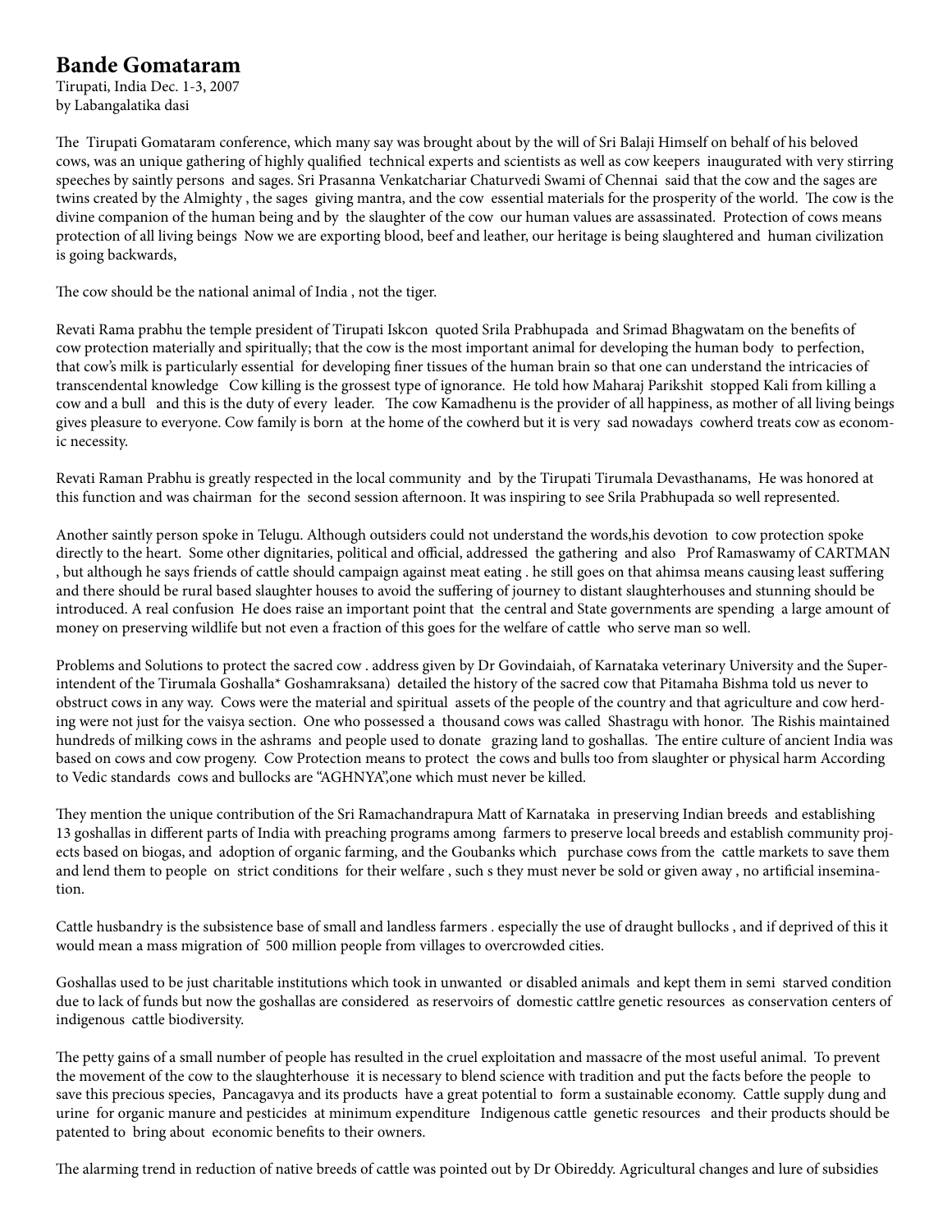# Bande Gomataram

Tirupati, India Dec. 1-3, 2007
by Labangalatika dasi

The Tirupati Gomataram conference, which many say was brought about by the will of Sri Balaji Himself on behalf of his beloved cows, was an unique gathering of highly qualified technical experts and scientists as well as cow keepers inaugurated with very stirring speeches by saintly persons and sages. Sri Prasanna Venkatchariar Chaturvedi Swami of Chennai said that the cow and the sages are twins created by the Almighty , the sages giving mantra, and the cow essential materials for the prosperity of the world. The cow is the divine companion of the human being and by the slaughter of the cow our human values are assassinated. Protection of cows means protection of all living beings Now we are exporting blood, beef and leather, our heritage is being slaughtered and human civilization is going backwards,

The cow should be the national animal of India , not the tiger.

Revati Rama prabhu the temple president of Tirupati Iskcon quoted Srila Prabhupada and Srimad Bhagwatam on the benefits of cow protection materially and spiritually; that the cow is the most important animal for developing the human body to perfection, that cow's milk is particularly essential for developing finer tissues of the human brain so that one can understand the intricacies of transcendental knowledge Cow killing is the grossest type of ignorance. He told how Maharaj Parikshit stopped Kali from killing a cow and a bull and this is the duty of every leader. The cow Kamadhenu is the provider of all happiness, as mother of all living beings gives pleasure to everyone. Cow family is born at the home of the cowherd but it is very sad nowadays cowherd treats cow as economic necessity.

Revati Raman Prabhu is greatly respected in the local community and by the Tirupati Tirumala Devasthanams, He was honored at this function and was chairman for the second session afternoon. It was inspiring to see Srila Prabhupada so well represented.

Another saintly person spoke in Telugu. Although outsiders could not understand the words,his devotion to cow protection spoke directly to the heart. Some other dignitaries, political and official, addressed the gathering and also Prof Ramaswamy of CARTMAN , but although he says friends of cattle should campaign against meat eating . he still goes on that ahimsa means causing least suffering and there should be rural based slaughter houses to avoid the suffering of journey to distant slaughterhouses and stunning should be introduced. A real confusion He does raise an important point that the central and State governments are spending a large amount of money on preserving wildlife but not even a fraction of this goes for the welfare of cattle who serve man so well.

Problems and Solutions to protect the sacred cow . address given by Dr Govindaiah, of Karnataka veterinary University and the Superintendent of the Tirumala Goshalla* Goshamraksana) detailed the history of the sacred cow that Pitamaha Bishma told us never to obstruct cows in any way. Cows were the material and spiritual assets of the people of the country and that agriculture and cow herding were not just for the vaisya section. One who possessed a thousand cows was called Shastragu with honor. The Rishis maintained hundreds of milking cows in the ashrams and people used to donate grazing land to goshallas. The entire culture of ancient India was based on cows and cow progeny. Cow Protection means to protect the cows and bulls too from slaughter or physical harm According to Vedic standards cows and bullocks are "AGHNYA",one which must never be killed.

They mention the unique contribution of the Sri Ramachandrapura Matt of Karnataka in preserving Indian breeds and establishing 13 goshallas in different parts of India with preaching programs among farmers to preserve local breeds and establish community projects based on biogas, and adoption of organic farming, and the Goubanks which purchase cows from the cattle markets to save them and lend them to people on strict conditions for their welfare , such s they must never be sold or given away , no artificial insemination.

Cattle husbandry is the subsistence base of small and landless farmers . especially the use of draught bullocks , and if deprived of this it would mean a mass migration of 500 million people from villages to overcrowded cities.

Goshallas used to be just charitable institutions which took in unwanted or disabled animals and kept them in semi starved condition due to lack of funds but now the goshallas are considered as reservoirs of domestic cattlre genetic resources as conservation centers of indigenous cattle biodiversity.

The petty gains of a small number of people has resulted in the cruel exploitation and massacre of the most useful animal. To prevent the movement of the cow to the slaughterhouse it is necessary to blend science with tradition and put the facts before the people to save this precious species, Pancagavya and its products have a great potential to form a sustainable economy. Cattle supply dung and urine for organic manure and pesticides at minimum expenditure Indigenous cattle genetic resources and their products should be patented to bring about economic benefits to their owners.

The alarming trend in reduction of native breeds of cattle was pointed out by Dr Obireddy. Agricultural changes and lure of subsidies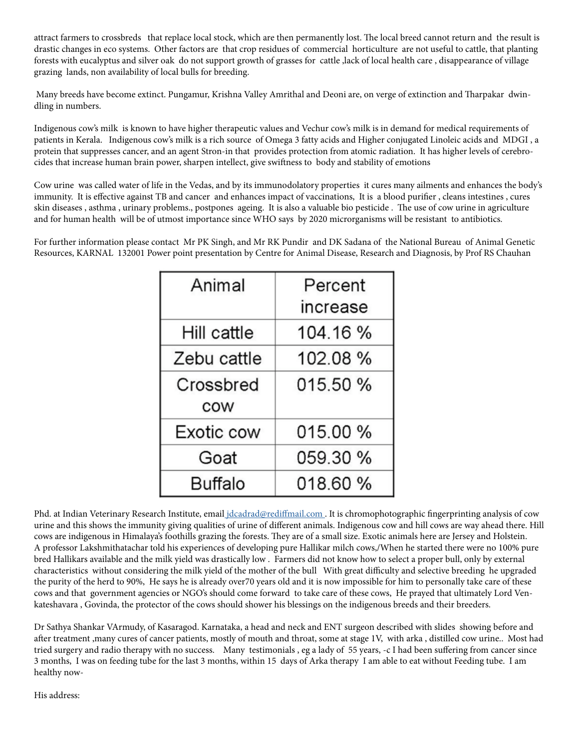attract farmers to crossbreds that replace local stock, which are then permanently lost. The local breed cannot return and the result is drastic changes in eco systems. Other factors are that crop residues of commercial horticulture are not useful to cattle, that planting forests with eucalyptus and silver oak do not support growth of grasses for cattle ,lack of local health care , disappearance of village grazing lands, non availability of local bulls for breeding.

Many breeds have become extinct. Pungamur, Krishna Valley Amrithal and Deoni are, on verge of extinction and Tharpakar dwindling in numbers.

Indigenous cow's milk is known to have higher therapeutic values and Vechur cow's milk is in demand for medical requirements of patients in Kerala. Indigenous cow's milk is a rich source of Omega 3 fatty acids and Higher conjugated Linoleic acids and MDGI , a protein that suppresses cancer, and an agent Stron-in that provides protection from atomic radiation. It has higher levels of cerebrocides that increase human brain power, sharpen intellect, give swiftness to body and stability of emotions

Cow urine was called water of life in the Vedas, and by its immunodolatory properties it cures many ailments and enhances the body's immunity. It is effective against TB and cancer and enhances impact of vaccinations, It is a blood purifier , cleans intestines , cures skin diseases , asthma , urinary problems., postpones ageing. It is also a valuable bio pesticide . The use of cow urine in agriculture and for human health will be of utmost importance since WHO says by 2020 microrganisms will be resistant to antibiotics.

For further information please contact Mr PK Singh, and Mr RK Pundir and DK Sadana of the National Bureau of Animal Genetic Resources, KARNAL 132001 Power point presentation by Centre for Animal Disease, Research and Diagnosis, by Prof RS Chauhan

| Animal | Percent increase |
|---|---|
| Hill cattle | 104.16 % |
| Zebu cattle | 102.08 % |
| Crossbred cow | 015.50 % |
| Exotic cow | 015.00 % |
| Goat | 059.30 % |
| Buffalo | 018.60 % |

Phd. at Indian Veterinary Research Institute, email jdcadrad@rediffmail.com . It is chromophotographic fingerprinting analysis of cow urine and this shows the immunity giving qualities of urine of different animals. Indigenous cow and hill cows are way ahead there. Hill cows are indigenous in Himalaya's foothills grazing the forests. They are of a small size. Exotic animals here are Jersey and Holstein. A professor Lakshmithatachar told his experiences of developing pure Hallikar milch cows,/When he started there were no 100% pure bred Hallikars available and the milk yield was drastically low . Farmers did not know how to select a proper bull, only by external characteristics without considering the milk yield of the mother of the bull With great difficulty and selective breeding he upgraded the purity of the herd to 90%, He says he is already over70 years old and it is now impossible for him to personally take care of these cows and that government agencies or NGO's should come forward to take care of these cows, He prayed that ultimately Lord Venkateshavara , Govinda, the protector of the cows should shower his blessings on the indigenous breeds and their breeders.

Dr Sathya Shankar VArmudy, of Kasaragod. Karnataka, a head and neck and ENT surgeon described with slides showing before and after treatment ,many cures of cancer patients, mostly of mouth and throat, some at stage 1V, with arka , distilled cow urine.. Most had tried surgery and radio therapy with no success. Many testimonials , eg a lady of 55 years, -c I had been suffering from cancer since 3 months, I was on feeding tube for the last 3 months, within 15 days of Arka therapy I am able to eat without Feeding tube. I am healthy now-

His address: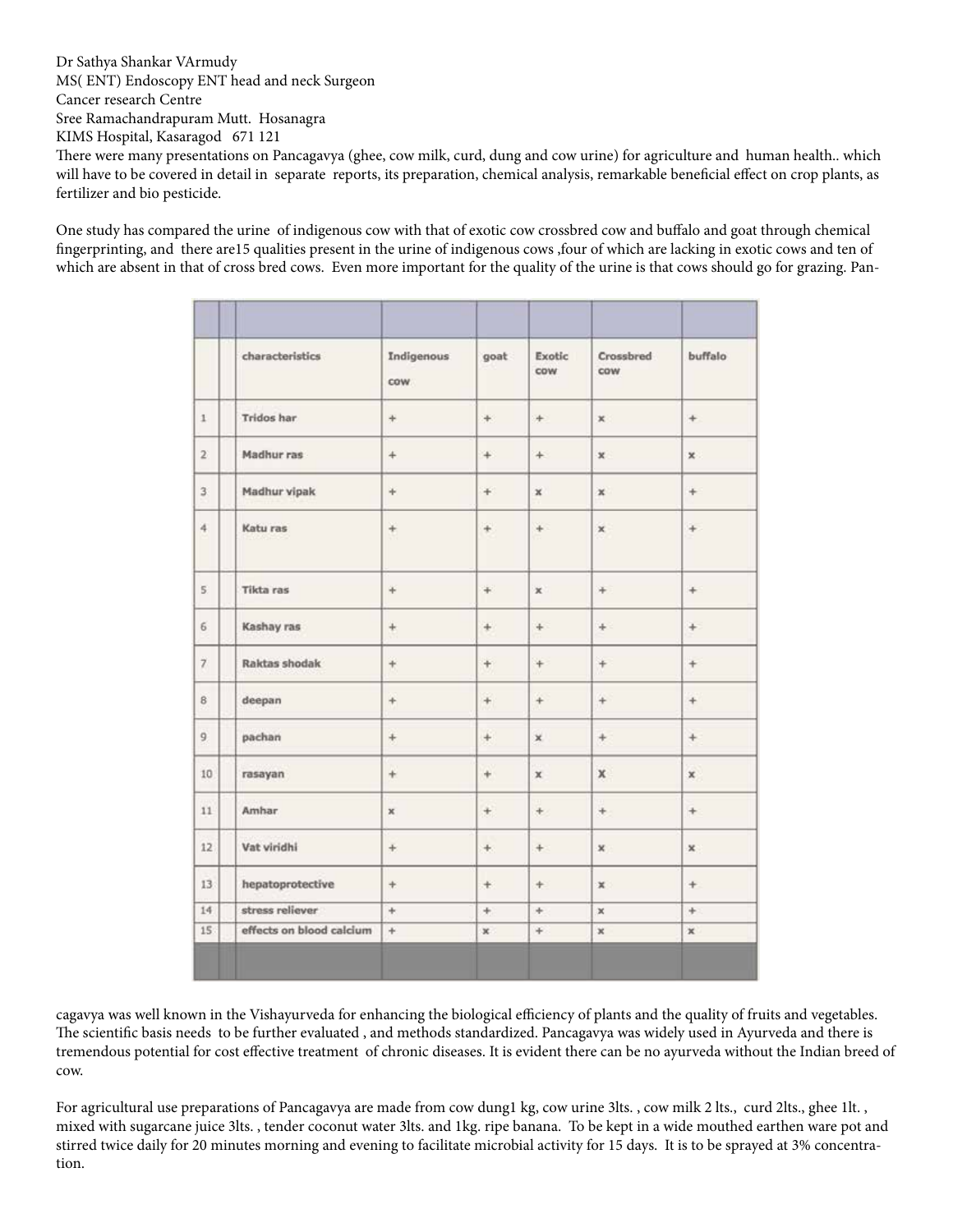Dr Sathya Shankar VArmudy
MS( ENT) Endoscopy ENT head and neck Surgeon
Cancer research Centre
Sree Ramachandrapuram Mutt. Hosanagra
KIMS Hospital, Kasaragod 671 121

There were many presentations on Pancagavya (ghee, cow milk, curd, dung and cow urine) for agriculture and human health.. which will have to be covered in detail in separate reports, its preparation, chemical analysis, remarkable beneficial effect on crop plants, as fertilizer and bio pesticide.

One study has compared the urine of indigenous cow with that of exotic cow crossbred cow and buffalo and goat through chemical fingerprinting, and there are15 qualities present in the urine of indigenous cows ,four of which are lacking in exotic cows and ten of which are absent in that of cross bred cows. Even more important for the quality of the urine is that cows should go for grazing. Pancagavya was well known in the Vishayurveda for enhancing the biological efficiency of plants and the quality of fruits and vegetables. The scientific basis needs to be further evaluated , and methods standardized. Pancagavya was widely used in Ayurveda and there is tremendous potential for cost effective treatment of chronic diseases. It is evident there can be no ayurveda without the Indian breed of cow.

| | characteristics | Indigenous cow | goat | Exotic cow | Crossbred cow | buffalo |
|---|---|---|---|---|---|---|
| 1 | Tridos har | + | + | + | x | + |
| 2 | Madhur ras | + | + | + | x | x |
| 3 | Madhur vipak | + | + | x | x | + |
| 4 | Katu ras | + | + | + | x | + |
| 5 | Tikta ras | + | + | x | + | + |
| 6 | Kashay ras | + | + | + | + | + |
| 7 | Raktas shodak | + | + | + | + | + |
| 8 | deepan | + | + | + | + | + |
| 9 | pachan | + | + | x | + | + |
| 10 | rasayan | + | + | x | X | x |
| 11 | Amhar | x | + | + | + | + |
| 12 | Vat viridhi | + | + | + | x | x |
| 13 | hepatoprotective | + | + | + | x | + |
| 14 | stress reliever | + | + | + | x | + |
| 15 | effects on blood calcium | + | x | + | x | x |

For agricultural use preparations of Pancagavya are made from cow dung1 kg, cow urine 3lts. , cow milk 2 lts., curd 2lts., ghee 1lt. , mixed with sugarcane juice 3lts. , tender coconut water 3lts. and 1kg. ripe banana. To be kept in a wide mouthed earthen ware pot and stirred twice daily for 20 minutes morning and evening to facilitate microbial activity for 15 days. It is to be sprayed at 3% concentration.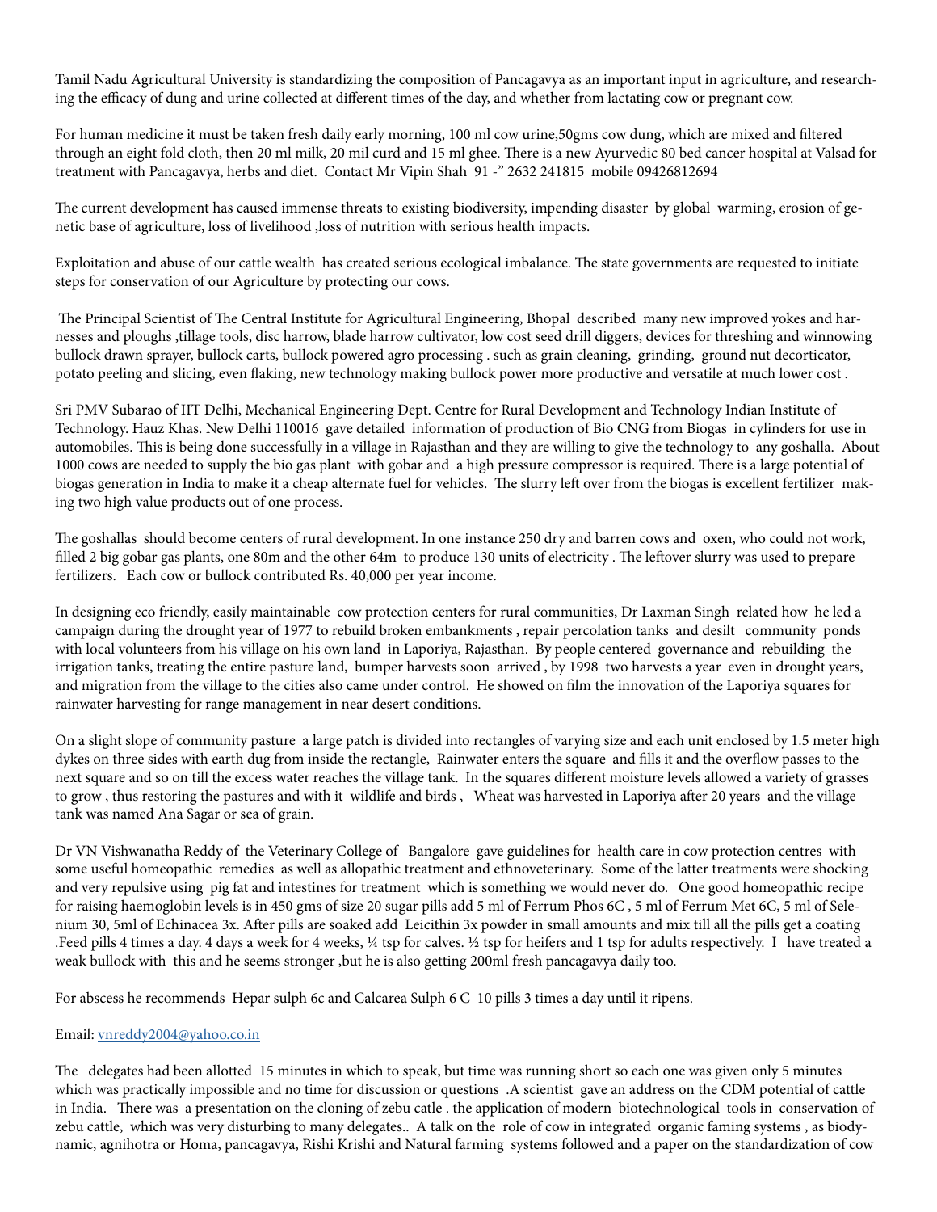Tamil Nadu Agricultural University is standardizing the composition of Pancagavya as an important input in agriculture, and researching the efficacy of dung and urine collected at different times of the day, and whether from lactating cow or pregnant cow.

For human medicine it must be taken fresh daily early morning, 100 ml cow urine,50gms cow dung, which are mixed and filtered through an eight fold cloth, then 20 ml milk, 20 mil curd and 15 ml ghee. There is a new Ayurvedic 80 bed cancer hospital at Valsad for treatment with Pancagavya, herbs and diet. Contact Mr Vipin Shah 91 -" 2632 241815 mobile 09426812694

The current development has caused immense threats to existing biodiversity, impending disaster by global warming, erosion of genetic base of agriculture, loss of livelihood ,loss of nutrition with serious health impacts.

Exploitation and abuse of our cattle wealth has created serious ecological imbalance. The state governments are requested to initiate steps for conservation of our Agriculture by protecting our cows.

The Principal Scientist of The Central Institute for Agricultural Engineering, Bhopal described many new improved yokes and harnesses and ploughs ,tillage tools, disc harrow, blade harrow cultivator, low cost seed drill diggers, devices for threshing and winnowing bullock drawn sprayer, bullock carts, bullock powered agro processing . such as grain cleaning, grinding, ground nut decorticator, potato peeling and slicing, even flaking, new technology making bullock power more productive and versatile at much lower cost .

Sri PMV Subarao of IIT Delhi, Mechanical Engineering Dept. Centre for Rural Development and Technology Indian Institute of Technology. Hauz Khas. New Delhi 110016 gave detailed information of production of Bio CNG from Biogas in cylinders for use in automobiles. This is being done successfully in a village in Rajasthan and they are willing to give the technology to any goshalla. About 1000 cows are needed to supply the bio gas plant with gobar and a high pressure compressor is required. There is a large potential of biogas generation in India to make it a cheap alternate fuel for vehicles. The slurry left over from the biogas is excellent fertilizer making two high value products out of one process.

The goshallas should become centers of rural development. In one instance 250 dry and barren cows and oxen, who could not work, filled 2 big gobar gas plants, one 80m and the other 64m to produce 130 units of electricity . The leftover slurry was used to prepare fertilizers. Each cow or bullock contributed Rs. 40,000 per year income.

In designing eco friendly, easily maintainable cow protection centers for rural communities, Dr Laxman Singh related how he led a campaign during the drought year of 1977 to rebuild broken embankments , repair percolation tanks and desilt community ponds with local volunteers from his village on his own land in Laporiya, Rajasthan. By people centered governance and rebuilding the irrigation tanks, treating the entire pasture land, bumper harvests soon arrived , by 1998 two harvests a year even in drought years, and migration from the village to the cities also came under control. He showed on film the innovation of the Laporiya squares for rainwater harvesting for range management in near desert conditions.

On a slight slope of community pasture a large patch is divided into rectangles of varying size and each unit enclosed by 1.5 meter high dykes on three sides with earth dug from inside the rectangle, Rainwater enters the square and fills it and the overflow passes to the next square and so on till the excess water reaches the village tank. In the squares different moisture levels allowed a variety of grasses to grow , thus restoring the pastures and with it wildlife and birds , Wheat was harvested in Laporiya after 20 years and the village tank was named Ana Sagar or sea of grain.

Dr VN Vishwanatha Reddy of the Veterinary College of Bangalore gave guidelines for health care in cow protection centres with some useful homeopathic remedies as well as allopathic treatment and ethnoveterinary. Some of the latter treatments were shocking and very repulsive using pig fat and intestines for treatment which is something we would never do. One good homeopathic recipe for raising haemoglobin levels is in 450 gms of size 20 sugar pills add 5 ml of Ferrum Phos 6C , 5 ml of Ferrum Met 6C, 5 ml of Selenium 30, 5ml of Echinacea 3x. After pills are soaked add Leicithin 3x powder in small amounts and mix till all the pills get a coating .Feed pills 4 times a day. 4 days a week for 4 weeks, ¼ tsp for calves. ½ tsp for heifers and 1 tsp for adults respectively. I have treated a weak bullock with this and he seems stronger ,but he is also getting 200ml fresh pancagavya daily too.

For abscess he recommends Hepar sulph 6c and Calcarea Sulph 6 C 10 pills 3 times a day until it ripens.

Email: vnreddy2004@yahoo.co.in

The delegates had been allotted 15 minutes in which to speak, but time was running short so each one was given only 5 minutes which was practically impossible and no time for discussion or questions .A scientist gave an address on the CDM potential of cattle in India. There was a presentation on the cloning of zebu catle . the application of modern biotechnological tools in conservation of zebu cattle, which was very disturbing to many delegates.. A talk on the role of cow in integrated organic faming systems , as biodynamic, agnihotra or Homa, pancagavya, Rishi Krishi and Natural farming systems followed and a paper on the standardization of cow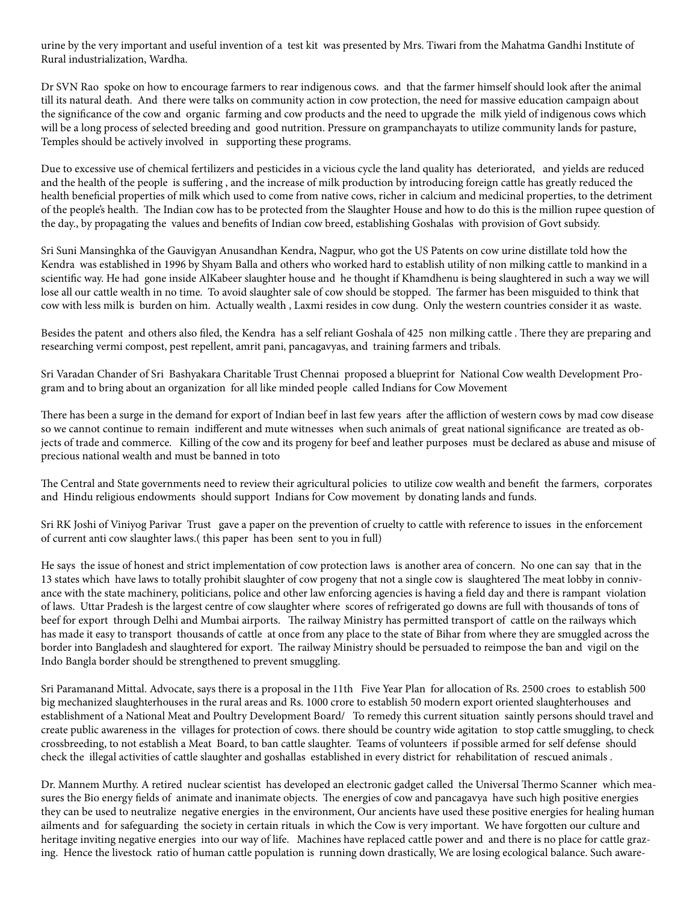urine by the very important and useful invention of a test kit was presented by Mrs. Tiwari from the Mahatma Gandhi Institute of Rural industrialization, Wardha.

Dr SVN Rao spoke on how to encourage farmers to rear indigenous cows. and that the farmer himself should look after the animal till its natural death. And there were talks on community action in cow protection, the need for massive education campaign about the significance of the cow and organic farming and cow products and the need to upgrade the milk yield of indigenous cows which will be a long process of selected breeding and good nutrition. Pressure on grampanchayats to utilize community lands for pasture, Temples should be actively involved in supporting these programs.

Due to excessive use of chemical fertilizers and pesticides in a vicious cycle the land quality has deteriorated, and yields are reduced and the health of the people is suffering , and the increase of milk production by introducing foreign cattle has greatly reduced the health beneficial properties of milk which used to come from native cows, richer in calcium and medicinal properties, to the detriment of the people's health. The Indian cow has to be protected from the Slaughter House and how to do this is the million rupee question of the day., by propagating the values and benefits of Indian cow breed, establishing Goshalas with provision of Govt subsidy.

Sri Suni Mansinghka of the Gauvigyan Anusandhan Kendra, Nagpur, who got the US Patents on cow urine distillate told how the Kendra was established in 1996 by Shyam Balla and others who worked hard to establish utility of non milking cattle to mankind in a scientific way. He had gone inside AlKabeer slaughter house and he thought if Khamdhenu is being slaughtered in such a way we will lose all our cattle wealth in no time. To avoid slaughter sale of cow should be stopped. The farmer has been misguided to think that cow with less milk is burden on him. Actually wealth , Laxmi resides in cow dung. Only the western countries consider it as waste.

Besides the patent and others also filed, the Kendra has a self reliant Goshala of 425 non milking cattle . There they are preparing and researching vermi compost, pest repellent, amrit pani, pancagavyas, and training farmers and tribals.

Sri Varadan Chander of Sri Bashyakara Charitable Trust Chennai proposed a blueprint for National Cow wealth Development Program and to bring about an organization for all like minded people called Indians for Cow Movement

There has been a surge in the demand for export of Indian beef in last few years after the affliction of western cows by mad cow disease so we cannot continue to remain indifferent and mute witnesses when such animals of great national significance are treated as objects of trade and commerce. Killing of the cow and its progeny for beef and leather purposes must be declared as abuse and misuse of precious national wealth and must be banned in toto

The Central and State governments need to review their agricultural policies to utilize cow wealth and benefit the farmers, corporates and Hindu religious endowments should support Indians for Cow movement by donating lands and funds.

Sri RK Joshi of Viniyog Parivar Trust gave a paper on the prevention of cruelty to cattle with reference to issues in the enforcement of current anti cow slaughter laws.( this paper has been sent to you in full)

He says the issue of honest and strict implementation of cow protection laws is another area of concern. No one can say that in the 13 states which have laws to totally prohibit slaughter of cow progeny that not a single cow is slaughtered The meat lobby in connivance with the state machinery, politicians, police and other law enforcing agencies is having a field day and there is rampant violation of laws. Uttar Pradesh is the largest centre of cow slaughter where scores of refrigerated go downs are full with thousands of tons of beef for export through Delhi and Mumbai airports. The railway Ministry has permitted transport of cattle on the railways which has made it easy to transport thousands of cattle at once from any place to the state of Bihar from where they are smuggled across the border into Bangladesh and slaughtered for export. The railway Ministry should be persuaded to reimpose the ban and vigil on the Indo Bangla border should be strengthened to prevent smuggling.

Sri Paramanand Mittal. Advocate, says there is a proposal in the 11th Five Year Plan for allocation of Rs. 2500 croes to establish 500 big mechanized slaughterhouses in the rural areas and Rs. 1000 crore to establish 50 modern export oriented slaughterhouses and establishment of a National Meat and Poultry Development Board/ To remedy this current situation saintly persons should travel and create public awareness in the villages for protection of cows. there should be country wide agitation to stop cattle smuggling, to check crossbreeding, to not establish a Meat Board, to ban cattle slaughter. Teams of volunteers if possible armed for self defense should check the illegal activities of cattle slaughter and goshallas established in every district for rehabilitation of rescued animals .

Dr. Mannem Murthy. A retired nuclear scientist has developed an electronic gadget called the Universal Thermo Scanner which measures the Bio energy fields of animate and inanimate objects. The energies of cow and pancagavya have such high positive energies they can be used to neutralize negative energies in the environment, Our ancients have used these positive energies for healing human ailments and for safeguarding the society in certain rituals in which the Cow is very important. We have forgotten our culture and heritage inviting negative energies into our way of life. Machines have replaced cattle power and and there is no place for cattle grazing. Hence the livestock ratio of human cattle population is running down drastically, We are losing ecological balance. Such aware-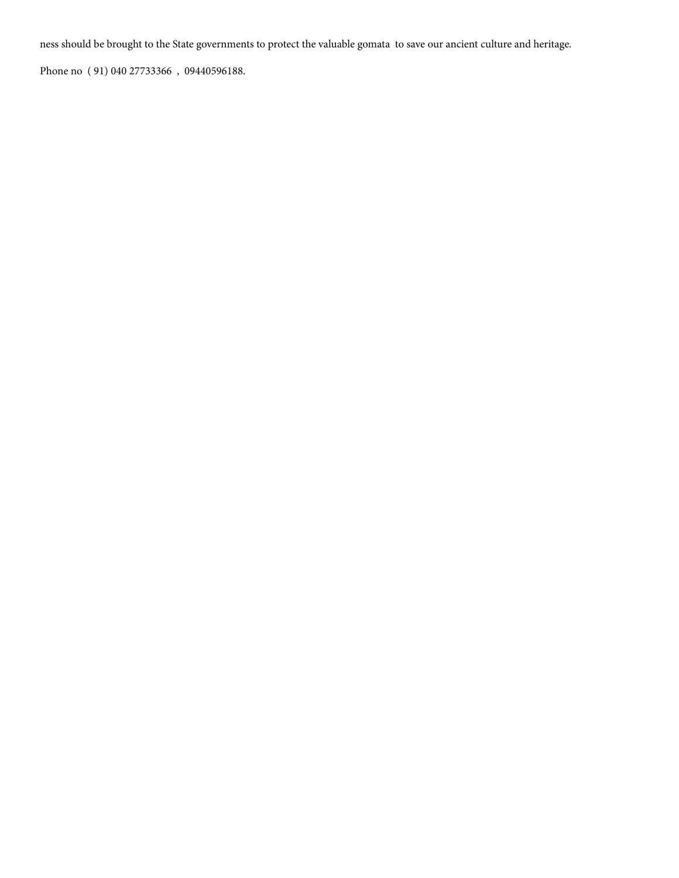ness should be brought to the State governments to protect the valuable gomata to save our ancient culture and heritage.

Phone no ( 91) 040 27733366 , 09440596188.